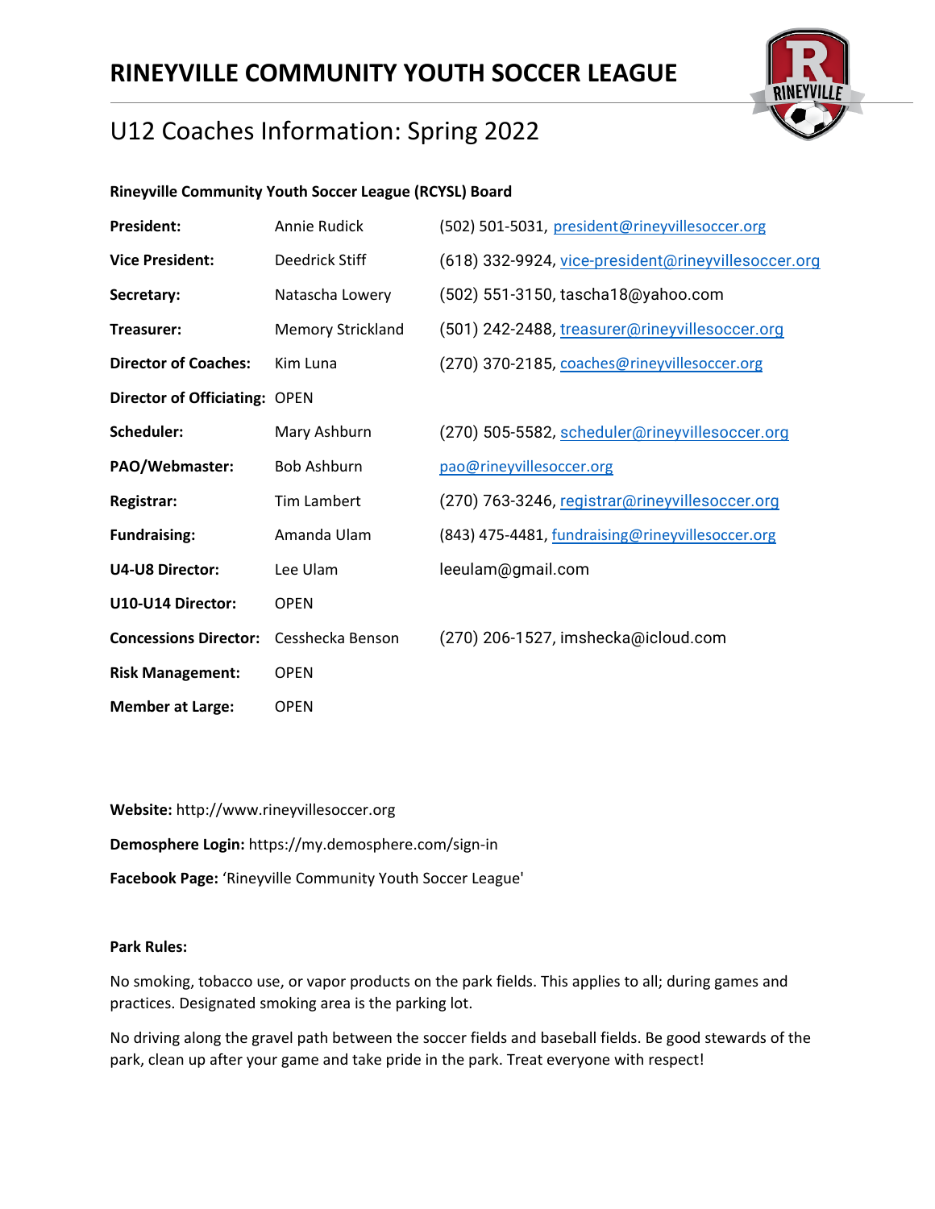# RINEYVILLE COMMUNITY YOUTH SOCCER LEAGUE

## U12 Coaches Information: Spring 2022

**Rineyville Community Youth Soccer League (RCYSL) Board**

| | | |
|---|---|---|
| **President:** | Annie Rudick | (502) 501-5031, president@rineyvillesoccer.org |
| **Vice President:** | Deedrick Stiff | (618) 332-9924, vice-president@rineyvillesoccer.org |
| **Secretary:** | Natascha Lowery | (502) 551-3150, tascha18@yahoo.com |
| **Treasurer:** | Memory Strickland | (501) 242-2488, treasurer@rineyvillesoccer.org |
| **Director of Coaches:** | Kim Luna | (270) 370-2185, coaches@rineyvillesoccer.org |
| **Director of Officiating:** | OPEN | |
| **Scheduler:** | Mary Ashburn | (270) 505-5582, scheduler@rineyvillesoccer.org |
| **PAO/Webmaster:** | Bob Ashburn | pao@rineyvillesoccer.org |
| **Registrar:** | Tim Lambert | (270) 763-3246, registrar@rineyvillesoccer.org |
| **Fundraising:** | Amanda Ulam | (843) 475-4481, fundraising@rineyvillesoccer.org |
| **U4-U8 Director:** | Lee Ulam | leeulam@gmail.com |
| **U10-U14 Director:** | OPEN | |
| **Concessions Director:** | Cesshecka Benson | (270) 206-1527, imshecka@icloud.com |
| **Risk Management:** | OPEN | |
| **Member at Large:** | OPEN | |

**Website:** http://www.rineyvillesoccer.org

**Demosphere Login:** https://my.demosphere.com/sign-in

**Facebook Page:** 'Rineyville Community Youth Soccer League'

**Park Rules:**

No smoking, tobacco use, or vapor products on the park fields. This applies to all; during games and practices. Designated smoking area is the parking lot.

No driving along the gravel path between the soccer fields and baseball fields. Be good stewards of the park, clean up after your game and take pride in the park. Treat everyone with respect!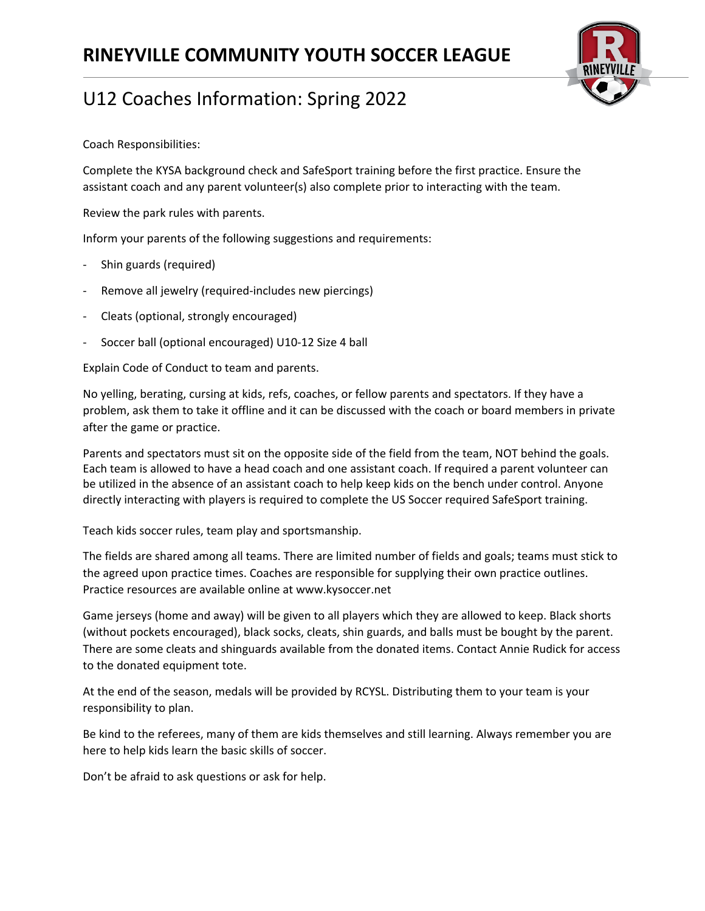# RINEYVILLE COMMUNITY YOUTH SOCCER LEAGUE

## U12 Coaches Information: Spring 2022

Coach Responsibilities:

Complete the KYSA background check and SafeSport training before the first practice. Ensure the assistant coach and any parent volunteer(s) also complete prior to interacting with the team.

Review the park rules with parents.

Inform your parents of the following suggestions and requirements:

- Shin guards (required)
- Remove all jewelry (required-includes new piercings)
- Cleats (optional, strongly encouraged)
- Soccer ball (optional encouraged) U10-12 Size 4 ball

Explain Code of Conduct to team and parents.

No yelling, berating, cursing at kids, refs, coaches, or fellow parents and spectators. If they have a problem, ask them to take it offline and it can be discussed with the coach or board members in private after the game or practice.

Parents and spectators must sit on the opposite side of the field from the team, NOT behind the goals. Each team is allowed to have a head coach and one assistant coach. If required a parent volunteer can be utilized in the absence of an assistant coach to help keep kids on the bench under control. Anyone directly interacting with players is required to complete the US Soccer required SafeSport training.

Teach kids soccer rules, team play and sportsmanship.

The fields are shared among all teams. There are limited number of fields and goals; teams must stick to the agreed upon practice times. Coaches are responsible for supplying their own practice outlines. Practice resources are available online at www.kysoccer.net

Game jerseys (home and away) will be given to all players which they are allowed to keep. Black shorts (without pockets encouraged), black socks, cleats, shin guards, and balls must be bought by the parent. There are some cleats and shinguards available from the donated items. Contact Annie Rudick for access to the donated equipment tote.

At the end of the season, medals will be provided by RCYSL. Distributing them to your team is your responsibility to plan.

Be kind to the referees, many of them are kids themselves and still learning. Always remember you are here to help kids learn the basic skills of soccer.

Don't be afraid to ask questions or ask for help.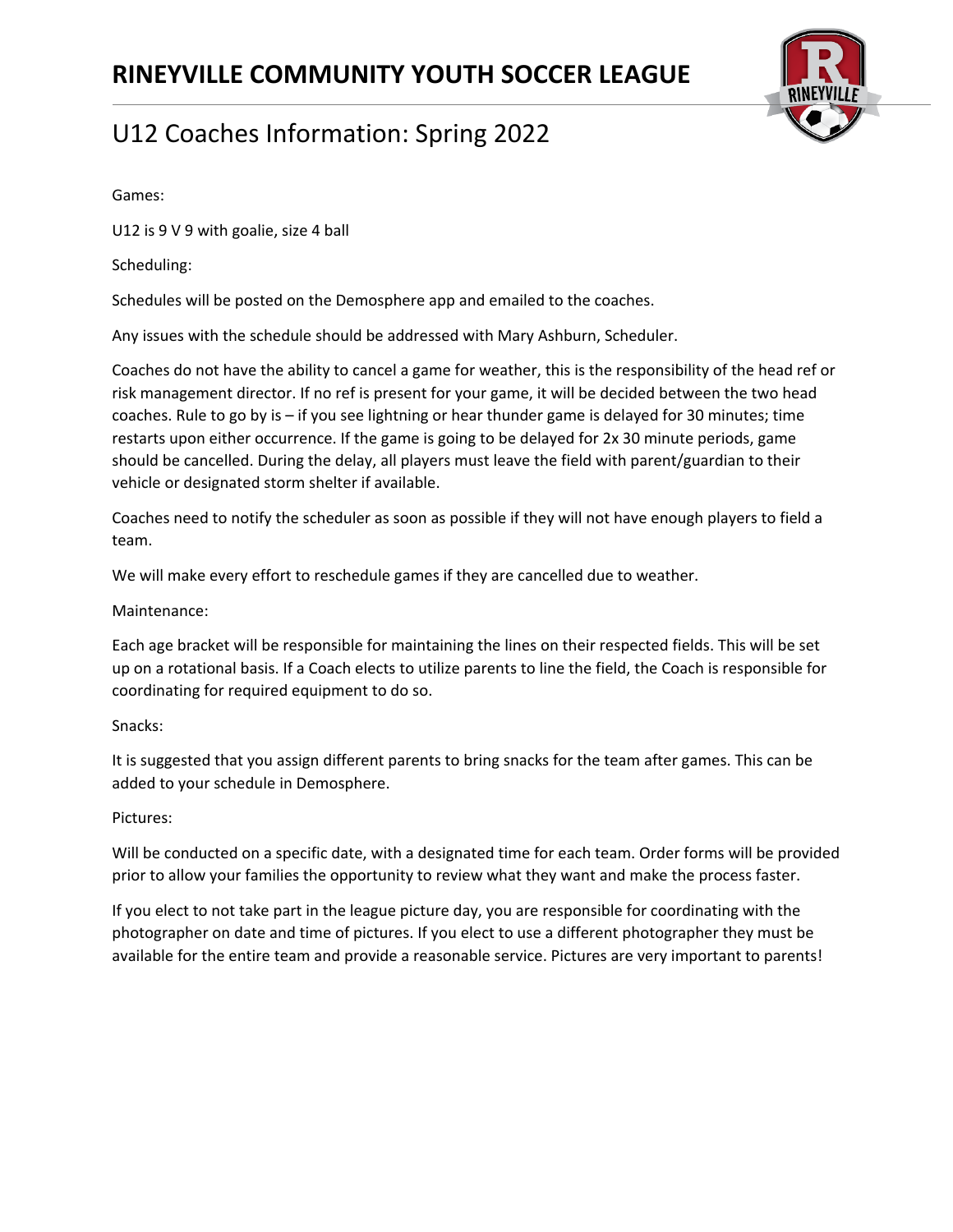# RINEYVILLE COMMUNITY YOUTH SOCCER LEAGUE

## U12 Coaches Information: Spring 2022

Games:

U12 is 9 V 9 with goalie, size 4 ball

Scheduling:

Schedules will be posted on the Demosphere app and emailed to the coaches.

Any issues with the schedule should be addressed with Mary Ashburn, Scheduler.

Coaches do not have the ability to cancel a game for weather, this is the responsibility of the head ref or risk management director. If no ref is present for your game, it will be decided between the two head coaches. Rule to go by is – if you see lightning or hear thunder game is delayed for 30 minutes; time restarts upon either occurrence. If the game is going to be delayed for 2x 30 minute periods, game should be cancelled. During the delay, all players must leave the field with parent/guardian to their vehicle or designated storm shelter if available.

Coaches need to notify the scheduler as soon as possible if they will not have enough players to field a team.

We will make every effort to reschedule games if they are cancelled due to weather.

Maintenance:

Each age bracket will be responsible for maintaining the lines on their respected fields. This will be set up on a rotational basis. If a Coach elects to utilize parents to line the field, the Coach is responsible for coordinating for required equipment to do so.

Snacks:

It is suggested that you assign different parents to bring snacks for the team after games. This can be added to your schedule in Demosphere.

Pictures:

Will be conducted on a specific date, with a designated time for each team. Order forms will be provided prior to allow your families the opportunity to review what they want and make the process faster.

If you elect to not take part in the league picture day, you are responsible for coordinating with the photographer on date and time of pictures. If you elect to use a different photographer they must be available for the entire team and provide a reasonable service. Pictures are very important to parents!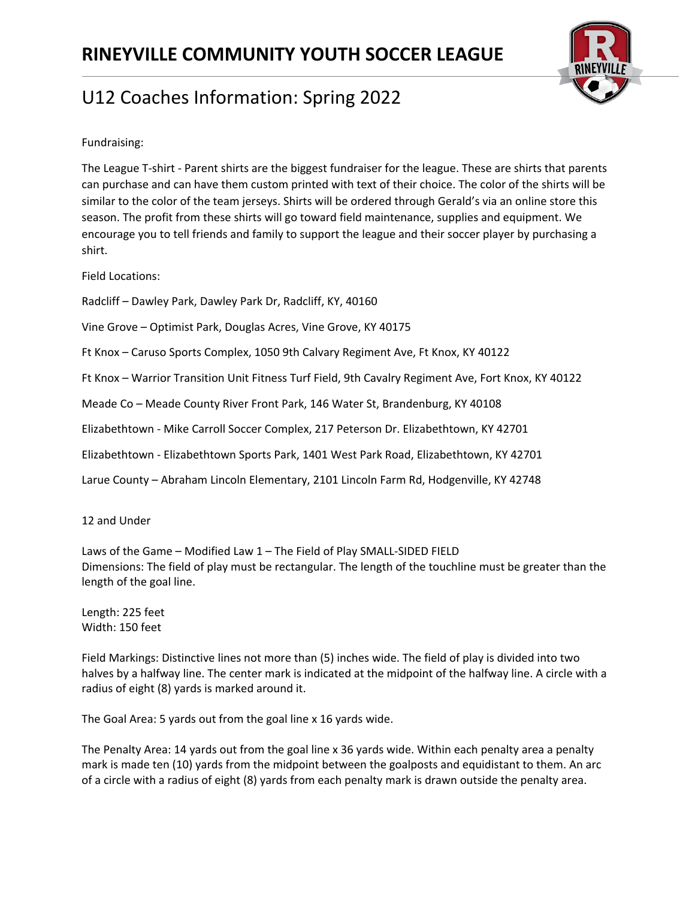# RINEYVILLE COMMUNITY YOUTH SOCCER LEAGUE

## U12 Coaches Information: Spring 2022

Fundraising:

The League T-shirt - Parent shirts are the biggest fundraiser for the league. These are shirts that parents can purchase and can have them custom printed with text of their choice. The color of the shirts will be similar to the color of the team jerseys. Shirts will be ordered through Gerald's via an online store this season. The profit from these shirts will go toward field maintenance, supplies and equipment. We encourage you to tell friends and family to support the league and their soccer player by purchasing a shirt.

Field Locations:

Radcliff – Dawley Park, Dawley Park Dr, Radcliff, KY, 40160

Vine Grove – Optimist Park, Douglas Acres, Vine Grove, KY 40175

Ft Knox – Caruso Sports Complex, 1050 9th Calvary Regiment Ave, Ft Knox, KY 40122

Ft Knox – Warrior Transition Unit Fitness Turf Field, 9th Cavalry Regiment Ave, Fort Knox, KY 40122

Meade Co – Meade County River Front Park, 146 Water St, Brandenburg, KY 40108

Elizabethtown - Mike Carroll Soccer Complex, 217 Peterson Dr. Elizabethtown, KY 42701

Elizabethtown - Elizabethtown Sports Park, 1401 West Park Road, Elizabethtown, KY 42701

Larue County – Abraham Lincoln Elementary, 2101 Lincoln Farm Rd, Hodgenville, KY 42748

12 and Under

Laws of the Game – Modified Law 1 – The Field of Play SMALL-SIDED FIELD
Dimensions: The field of play must be rectangular. The length of the touchline must be greater than the length of the goal line.

Length: 225 feet
Width: 150 feet

Field Markings: Distinctive lines not more than (5) inches wide. The field of play is divided into two halves by a halfway line. The center mark is indicated at the midpoint of the halfway line. A circle with a radius of eight (8) yards is marked around it.

The Goal Area: 5 yards out from the goal line x 16 yards wide.

The Penalty Area: 14 yards out from the goal line x 36 yards wide. Within each penalty area a penalty mark is made ten (10) yards from the midpoint between the goalposts and equidistant to them. An arc of a circle with a radius of eight (8) yards from each penalty mark is drawn outside the penalty area.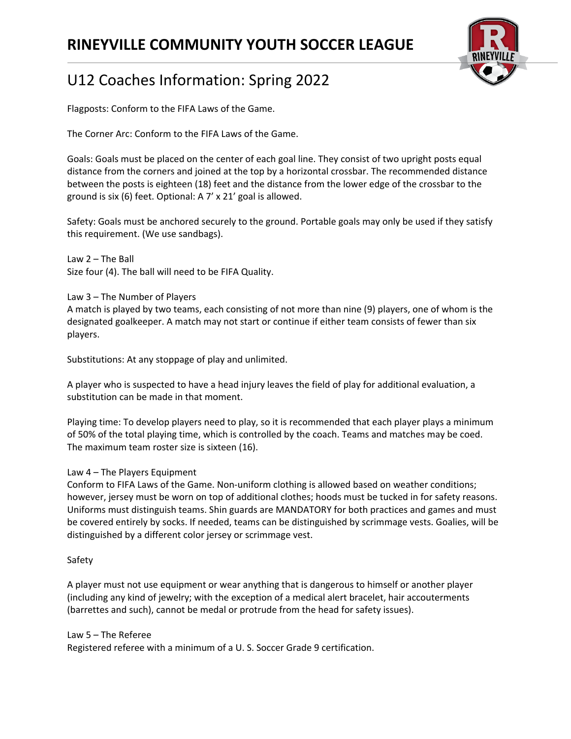# RINEYVILLE COMMUNITY YOUTH SOCCER LEAGUE

## U12 Coaches Information: Spring 2022

Flagposts: Conform to the FIFA Laws of the Game.

The Corner Arc: Conform to the FIFA Laws of the Game.

Goals: Goals must be placed on the center of each goal line. They consist of two upright posts equal distance from the corners and joined at the top by a horizontal crossbar. The recommended distance between the posts is eighteen (18) feet and the distance from the lower edge of the crossbar to the ground is six (6) feet. Optional: A 7' x 21' goal is allowed.

Safety: Goals must be anchored securely to the ground. Portable goals may only be used if they satisfy this requirement. (We use sandbags).

Law 2 – The Ball
Size four (4). The ball will need to be FIFA Quality.

Law 3 – The Number of Players
A match is played by two teams, each consisting of not more than nine (9) players, one of whom is the designated goalkeeper. A match may not start or continue if either team consists of fewer than six players.

Substitutions: At any stoppage of play and unlimited.

A player who is suspected to have a head injury leaves the field of play for additional evaluation, a substitution can be made in that moment.

Playing time: To develop players need to play, so it is recommended that each player plays a minimum of 50% of the total playing time, which is controlled by the coach. Teams and matches may be coed. The maximum team roster size is sixteen (16).

Law 4 – The Players Equipment
Conform to FIFA Laws of the Game. Non-uniform clothing is allowed based on weather conditions; however, jersey must be worn on top of additional clothes; hoods must be tucked in for safety reasons. Uniforms must distinguish teams. Shin guards are MANDATORY for both practices and games and must be covered entirely by socks. If needed, teams can be distinguished by scrimmage vests. Goalies, will be distinguished by a different color jersey or scrimmage vest.

Safety

A player must not use equipment or wear anything that is dangerous to himself or another player (including any kind of jewelry; with the exception of a medical alert bracelet, hair accouterments (barrettes and such), cannot be medal or protrude from the head for safety issues).

Law 5 – The Referee
Registered referee with a minimum of a U. S. Soccer Grade 9 certification.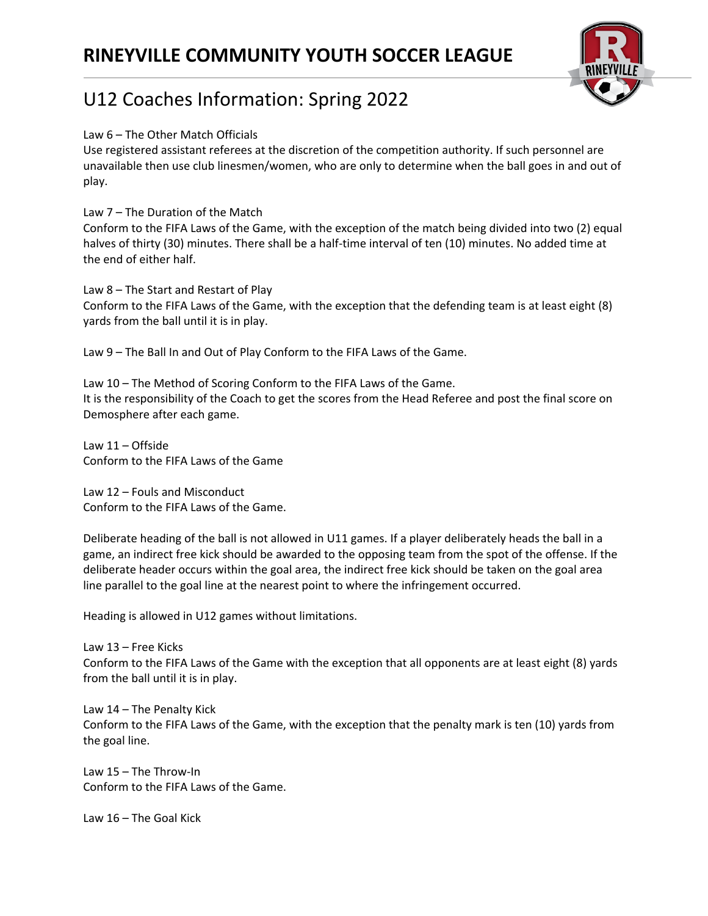# RINEYVILLE COMMUNITY YOUTH SOCCER LEAGUE

## U12 Coaches Information: Spring 2022

Law 6 – The Other Match Officials
Use registered assistant referees at the discretion of the competition authority. If such personnel are unavailable then use club linesmen/women, who are only to determine when the ball goes in and out of play.

Law 7 – The Duration of the Match
Conform to the FIFA Laws of the Game, with the exception of the match being divided into two (2) equal halves of thirty (30) minutes. There shall be a half-time interval of ten (10) minutes. No added time at the end of either half.

Law 8 – The Start and Restart of Play
Conform to the FIFA Laws of the Game, with the exception that the defending team is at least eight (8) yards from the ball until it is in play.

Law 9 – The Ball In and Out of Play Conform to the FIFA Laws of the Game.

Law 10 – The Method of Scoring Conform to the FIFA Laws of the Game.
It is the responsibility of the Coach to get the scores from the Head Referee and post the final score on Demosphere after each game.

Law 11 – Offside
Conform to the FIFA Laws of the Game

Law 12 – Fouls and Misconduct
Conform to the FIFA Laws of the Game.

Deliberate heading of the ball is not allowed in U11 games. If a player deliberately heads the ball in a game, an indirect free kick should be awarded to the opposing team from the spot of the offense. If the deliberate header occurs within the goal area, the indirect free kick should be taken on the goal area line parallel to the goal line at the nearest point to where the infringement occurred.

Heading is allowed in U12 games without limitations.

Law 13 – Free Kicks
Conform to the FIFA Laws of the Game with the exception that all opponents are at least eight (8) yards from the ball until it is in play.

Law 14 – The Penalty Kick
Conform to the FIFA Laws of the Game, with the exception that the penalty mark is ten (10) yards from the goal line.

Law 15 – The Throw-In
Conform to the FIFA Laws of the Game.

Law 16 – The Goal Kick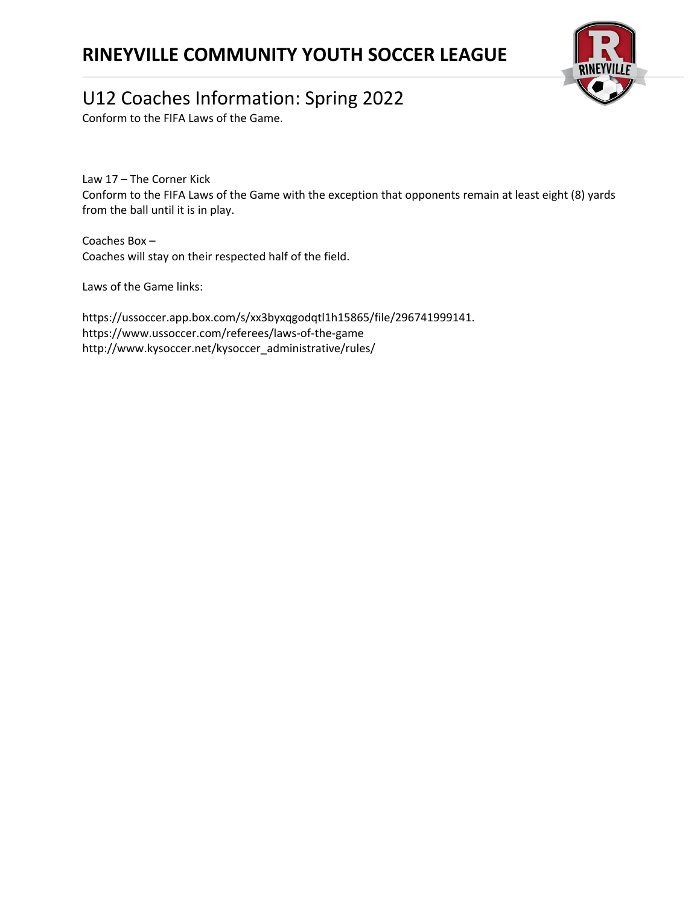# RINEYVILLE COMMUNITY YOUTH SOCCER LEAGUE

## U12 Coaches Information: Spring 2022

Conform to the FIFA Laws of the Game.

Law 17 – The Corner Kick
Conform to the FIFA Laws of the Game with the exception that opponents remain at least eight (8) yards from the ball until it is in play.

Coaches Box –
Coaches will stay on their respected half of the field.

Laws of the Game links:

https://ussoccer.app.box.com/s/xx3byxqgodqtl1h15865/file/296741999141.
https://www.ussoccer.com/referees/laws-of-the-game
http://www.kysoccer.net/kysoccer_administrative/rules/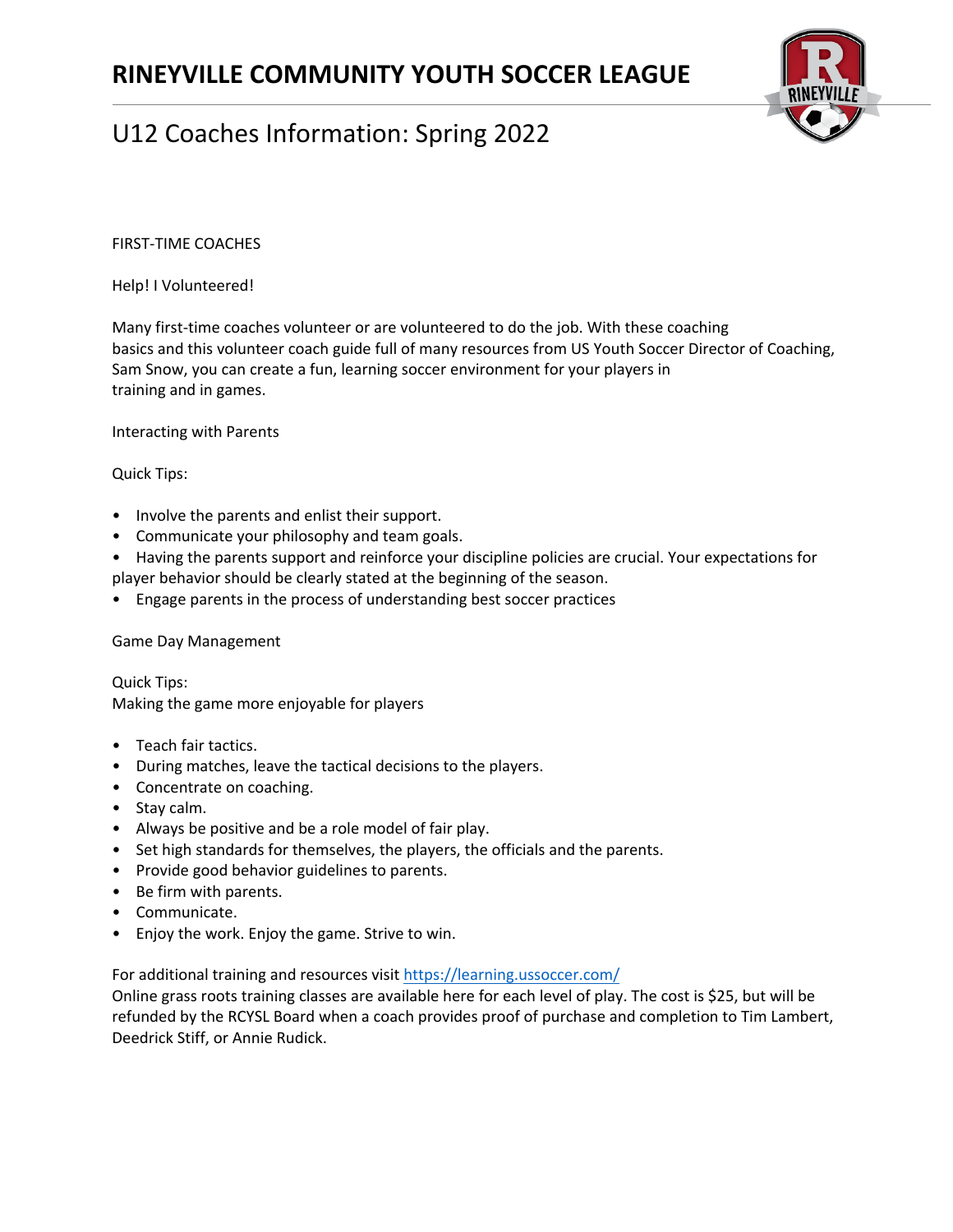# RINEYVILLE COMMUNITY YOUTH SOCCER LEAGUE

## U12 Coaches Information: Spring 2022

FIRST-TIME COACHES

Help! I Volunteered!

Many first-time coaches volunteer or are volunteered to do the job. With these coaching basics and this volunteer coach guide full of many resources from US Youth Soccer Director of Coaching, Sam Snow, you can create a fun, learning soccer environment for your players in training and in games.

Interacting with Parents

Quick Tips:

- Involve the parents and enlist their support.
- Communicate your philosophy and team goals.
- Having the parents support and reinforce your discipline policies are crucial. Your expectations for player behavior should be clearly stated at the beginning of the season.
- Engage parents in the process of understanding best soccer practices

Game Day Management

Quick Tips:
Making the game more enjoyable for players

- Teach fair tactics.
- During matches, leave the tactical decisions to the players.
- Concentrate on coaching.
- Stay calm.
- Always be positive and be a role model of fair play.
- Set high standards for themselves, the players, the officials and the parents.
- Provide good behavior guidelines to parents.
- Be firm with parents.
- Communicate.
- Enjoy the work. Enjoy the game. Strive to win.

For additional training and resources visit https://learning.ussoccer.com/
Online grass roots training classes are available here for each level of play. The cost is $25, but will be refunded by the RCYSL Board when a coach provides proof of purchase and completion to Tim Lambert, Deedrick Stiff, or Annie Rudick.